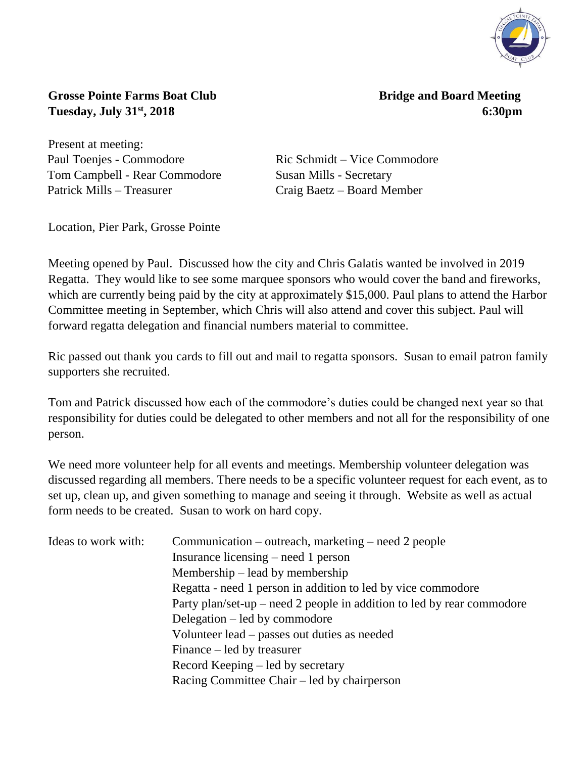**Grosse Pointe Farms Boat Club** **Bridge and Board Meeting**

**Tuesday, July 31st, 2018** **6:30pm**

Present at meeting:

Paul Toenjes - Commodore
Ric Schmidt – Vice Commodore
Tom Campbell - Rear Commodore
Susan Mills - Secretary
Patrick Mills – Treasurer
Craig Baetz – Board Member

Location, Pier Park, Grosse Pointe

Meeting opened by Paul. Discussed how the city and Chris Galatis wanted be involved in 2019 Regatta. They would like to see some marquee sponsors who would cover the band and fireworks, which are currently being paid by the city at approximately $15,000. Paul plans to attend the Harbor Committee meeting in September, which Chris will also attend and cover this subject. Paul will forward regatta delegation and financial numbers material to committee.

Ric passed out thank you cards to fill out and mail to regatta sponsors. Susan to email patron family supporters she recruited.

Tom and Patrick discussed how each of the commodore's duties could be changed next year so that responsibility for duties could be delegated to other members and not all for the responsibility of one person.

We need more volunteer help for all events and meetings. Membership volunteer delegation was discussed regarding all members. There needs to be a specific volunteer request for each event, as to set up, clean up, and given something to manage and seeing it through. Website as well as actual form needs to be created. Susan to work on hard copy.

Ideas to work with:

- Communication – outreach, marketing – need 2 people
- Insurance licensing – need 1 person
- Membership – lead by membership
- Regatta - need 1 person in addition to led by vice commodore
- Party plan/set-up – need 2 people in addition to led by rear commodore
- Delegation – led by commodore
- Volunteer lead – passes out duties as needed
- Finance – led by treasurer
- Record Keeping – led by secretary
- Racing Committee Chair – led by chairperson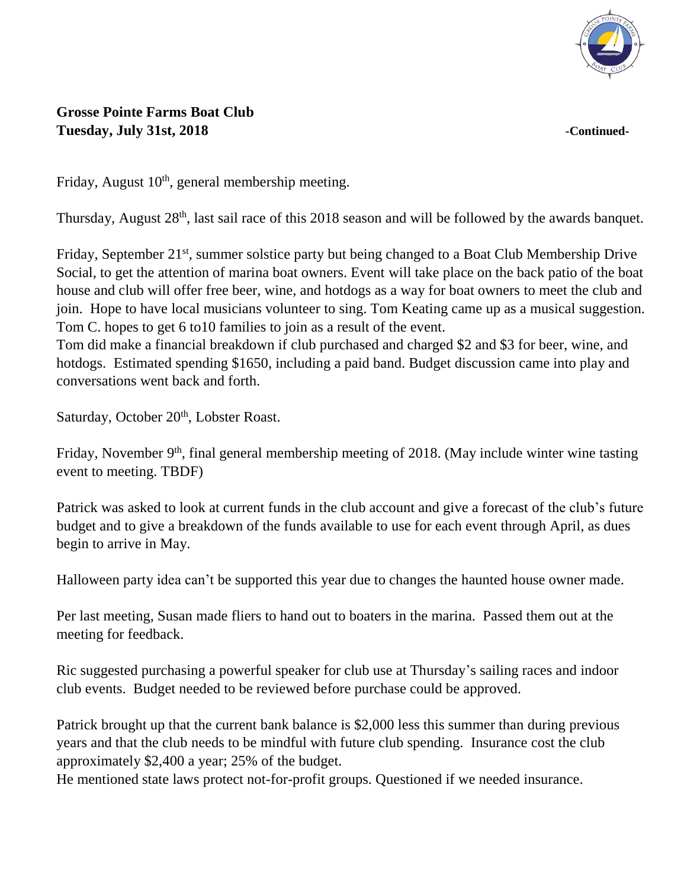**Grosse Pointe Farms Boat Club**
**Tuesday, July 31st, 2018** **-Continued-**

Friday, August 10th, general membership meeting.

Thursday, August 28th, last sail race of this 2018 season and will be followed by the awards banquet.

Friday, September 21st, summer solstice party but being changed to a Boat Club Membership Drive Social, to get the attention of marina boat owners. Event will take place on the back patio of the boat house and club will offer free beer, wine, and hotdogs as a way for boat owners to meet the club and join. Hope to have local musicians volunteer to sing. Tom Keating came up as a musical suggestion. Tom C. hopes to get 6 to10 families to join as a result of the event.
Tom did make a financial breakdown if club purchased and charged $2 and $3 for beer, wine, and hotdogs. Estimated spending $1650, including a paid band. Budget discussion came into play and conversations went back and forth.

Saturday, October 20th, Lobster Roast.

Friday, November 9th, final general membership meeting of 2018. (May include winter wine tasting event to meeting. TBDF)

Patrick was asked to look at current funds in the club account and give a forecast of the club's future budget and to give a breakdown of the funds available to use for each event through April, as dues begin to arrive in May.

Halloween party idea can't be supported this year due to changes the haunted house owner made.

Per last meeting, Susan made fliers to hand out to boaters in the marina. Passed them out at the meeting for feedback.

Ric suggested purchasing a powerful speaker for club use at Thursday's sailing races and indoor club events. Budget needed to be reviewed before purchase could be approved.

Patrick brought up that the current bank balance is $2,000 less this summer than during previous years and that the club needs to be mindful with future club spending. Insurance cost the club approximately $2,400 a year; 25% of the budget.
He mentioned state laws protect not-for-profit groups. Questioned if we needed insurance.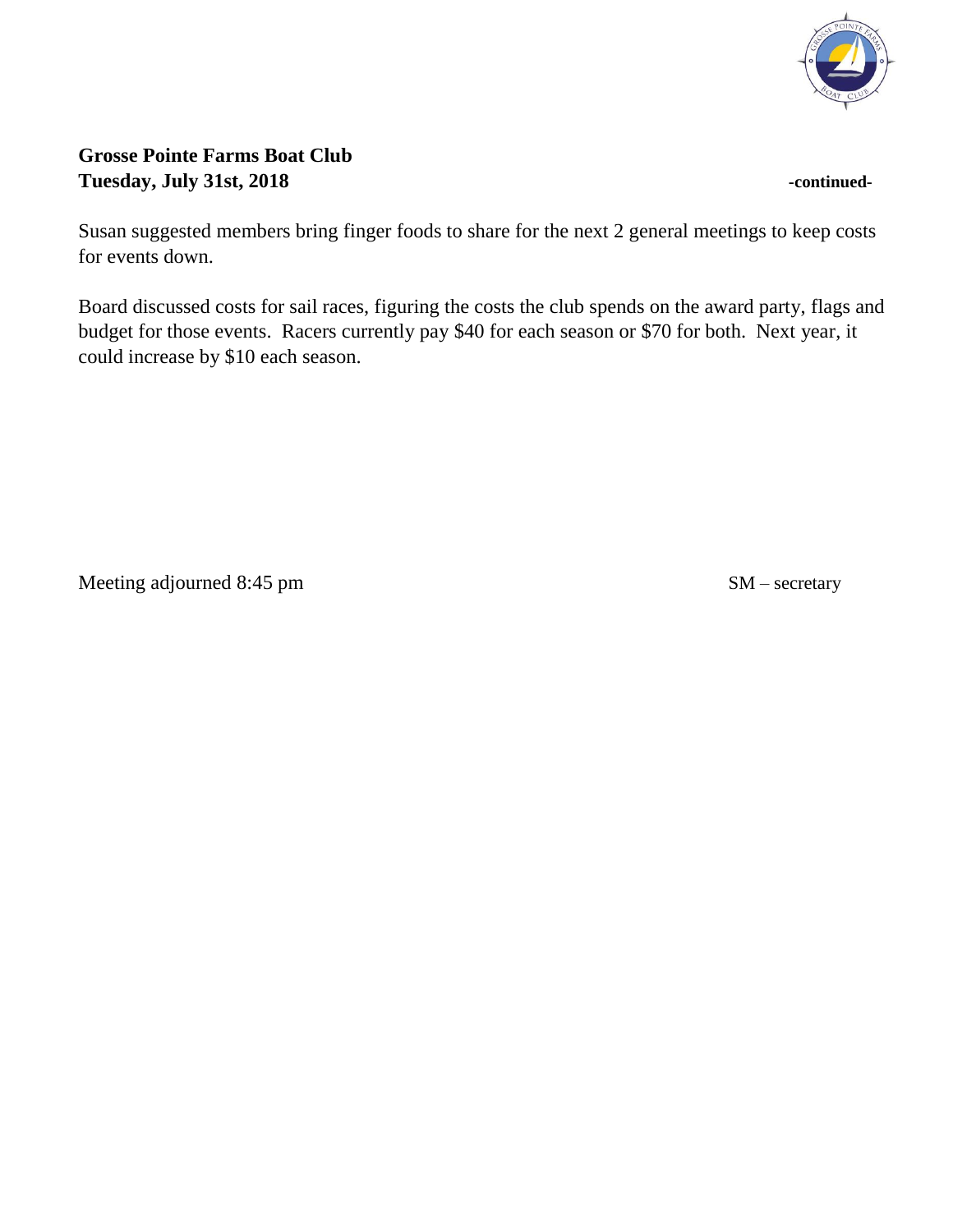**Grosse Pointe Farms Boat Club**
**Tuesday, July 31st, 2018** **-continued-**

Susan suggested members bring finger foods to share for the next 2 general meetings to keep costs for events down.

Board discussed costs for sail races, figuring the costs the club spends on the award party, flags and budget for those events. Racers currently pay $40 for each season or $70 for both. Next year, it could increase by $10 each season.

Meeting adjourned 8:45 pm

SM – secretary